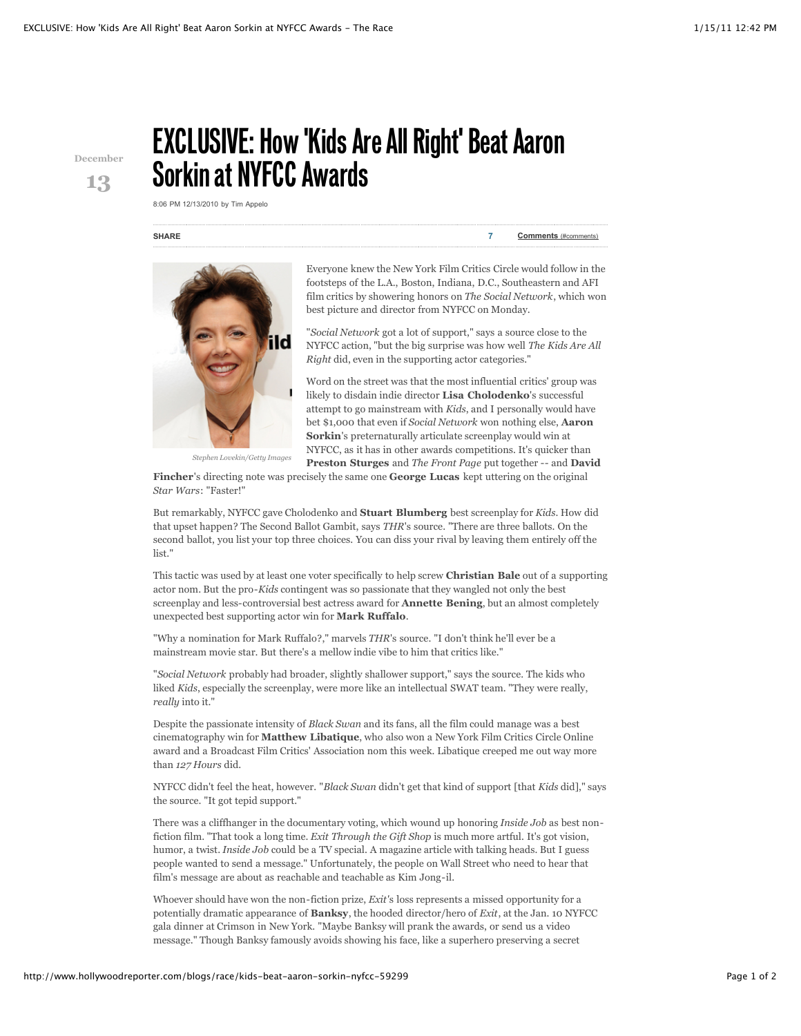December 13

# EXCLUSIVE: How 'Kids Are All Right' Beat Aaron Sorkin at NYFCC Awards

8:06 PM 12/13/2010 by Tim Appelo

SHARE 7 Comments (#comments)

Stephen Lovekin/Getty Images

Everyone knew the New York Film Critics Circle would follow in the footsteps of the L.A., Boston, Indiana, D.C., Southeastern and AFI film critics by showering honors on *The Social Network*, which won best picture and director from NYFCC on Monday.

"*Social Network* got a lot of support," says a source close to the NYFCC action, "but the big surprise was how well *The Kids Are All Right* did, even in the supporting actor categories."

Word on the street was that the most influential critics' group was likely to disdain indie director **Lisa Cholodenko**'s successful attempt to go mainstream with *Kids*, and I personally would have bet $1,000 that even if *Social Network* won nothing else, **Aaron Sorkin**'s preternaturally articulate screenplay would win at NYFCC, as it has in other awards competitions. It's quicker than **Preston Sturges** and *The Front Page* put together -- and **David Fincher**'s directing note was precisely the same one **George Lucas** kept uttering on the original *Star Wars*: "Faster!"

But remarkably, NYFCC gave Cholodenko and **Stuart Blumberg** best screenplay for *Kids*. How did that upset happen? The Second Ballot Gambit, says *THR*'s source. "There are three ballots. On the second ballot, you list your top three choices. You can diss your rival by leaving them entirely off the list."

This tactic was used by at least one voter specifically to help screw **Christian Bale** out of a supporting actor nom. But the pro-*Kids* contingent was so passionate that they wangled not only the best screenplay and less-controversial best actress award for **Annette Bening**, but an almost completely unexpected best supporting actor win for **Mark Ruffalo**.

"Why a nomination for Mark Ruffalo?," marvels *THR*'s source. "I don't think he'll ever be a mainstream movie star. But there's a mellow indie vibe to him that critics like."

"*Social Network* probably had broader, slightly shallower support," says the source. The kids who liked *Kids*, especially the screenplay, were more like an intellectual SWAT team. "They were really, *really* into it."

Despite the passionate intensity of *Black Swan* and its fans, all the film could manage was a best cinematography win for **Matthew Libatique**, who also won a New York Film Critics Circle Online award and a Broadcast Film Critics' Association nom this week. Libatique creeped me out way more than *127 Hours* did.

NYFCC didn't feel the heat, however. "*Black Swan* didn't get that kind of support [that *Kids* did]," says the source. "It got tepid support."

There was a cliffhanger in the documentary voting, which wound up honoring *Inside Job* as best non-fiction film. "That took a long time. *Exit Through the Gift Shop* is much more artful. It's got vision, humor, a twist. *Inside Job* could be a TV special. A magazine article with talking heads. But I guess people wanted to send a message." Unfortunately, the people on Wall Street who need to hear that film's message are about as reachable and teachable as Kim Jong-il.

Whoever should have won the non-fiction prize, *Exit*'s loss represents a missed opportunity for a potentially dramatic appearance of **Banksy**, the hooded director/hero of *Exit*, at the Jan. 10 NYFCC gala dinner at Crimson in New York. "Maybe Banksy will prank the awards, or send us a video message." Though Banksy famously avoids showing his face, like a superhero preserving a secret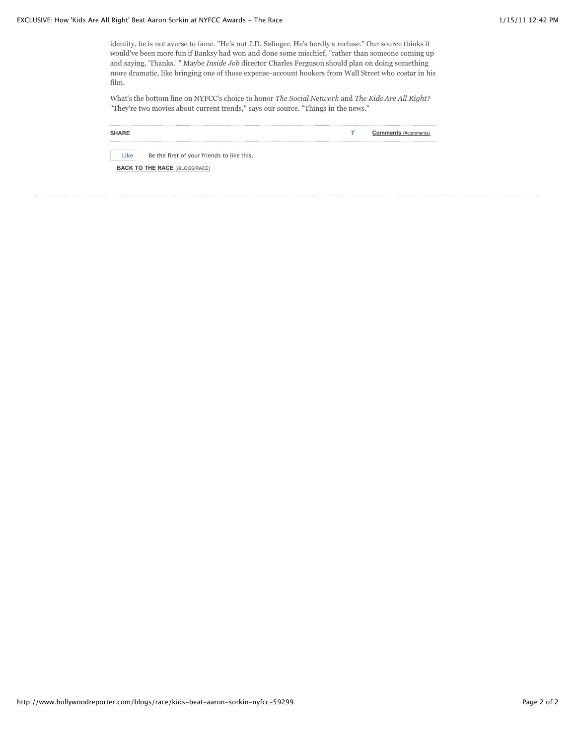identity, he is not averse to fame. "He's not J.D. Salinger. He's hardly a recluse." Our source thinks it would've been more fun if Banksy had won and done some mischief, "rather than someone coming up and saying, 'Thanks.' " Maybe *Inside Job* director Charles Ferguson should plan on doing something more dramatic, like bringing one of those expense-account hookers from Wall Street who costar in his film.

What's the bottom line on NYFCC's choice to honor *The Social Network* and *The Kids Are All Right?* "They're two movies about current trends," says our source. "Things in the news."

**SHARE** 7 **Comments** (#comments)

Like Be the first of your friends to like this.

**BACK TO THE RACE** (/BLOGS/RACE)